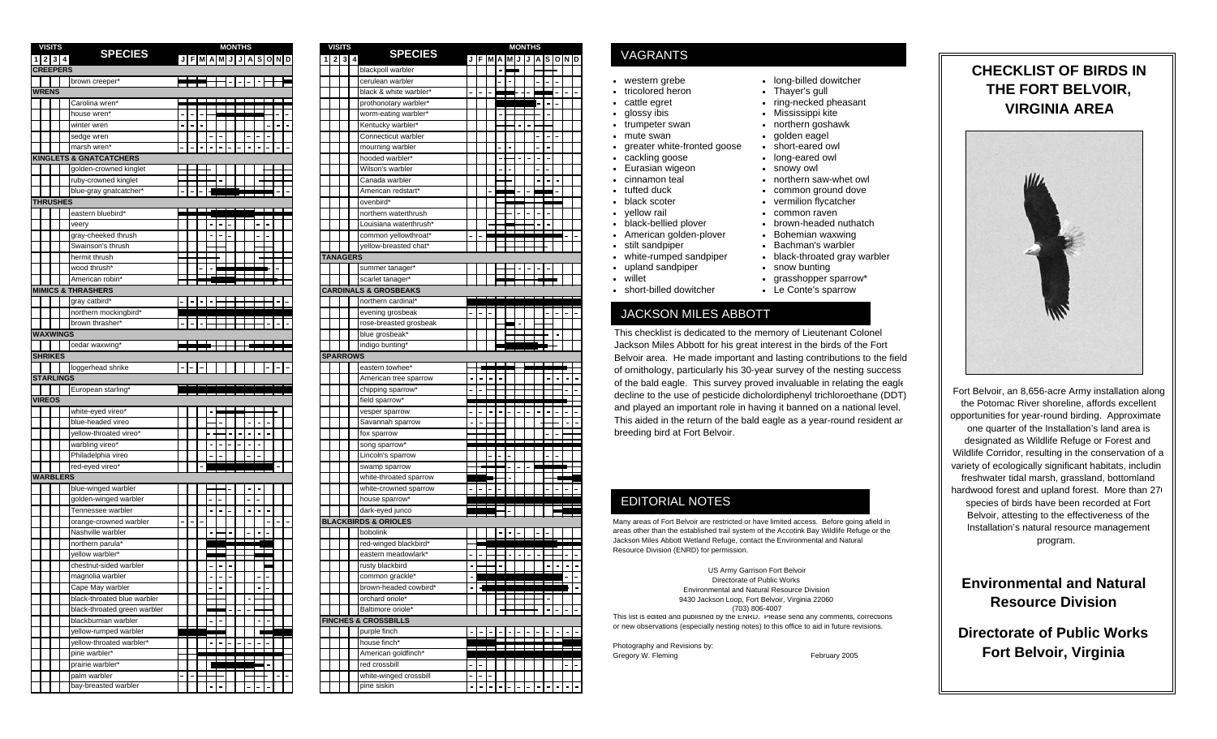# CHECKLIST OF BIRDS IN THE FORT BELVOIR, VIRGINIA AREA

Fort Belvoir, an 8,656-acre Army installation along the Potomac River shoreline, affords excellent opportunities for year-round birding. Approximately one quarter of the Installation's land area is designated as Wildlife Refuge or Forest and Wildlife Corridor, resulting in the conservation of a variety of ecologically significant habitats, includin freshwater tidal marsh, grassland, bottomland hardwood forest and upland forest. More than 27 species of birds have been recorded at Fort Belvoir, attesting to the effectiveness of the Installation's natural resource management program.

## Environmental and Natural Resource Division

## Directorate of Public Works Fort Belvoir, Virginia

---

| VISITS 1 2 3 4 | SPECIES |
|---|---|
| **CREEPERS** | |
| | brown creeper* |
| **WRENS** | |
| | Carolina wren* |
| | house wren* |
| | winter wren |
| | sedge wren |
| | marsh wren* |
| **KINGLETS & GNATCATCHERS** | |
| | golden-crowned kinglet |
| | ruby-crowned kinglet |
| | blue-gray gnatcatcher* |
| **THRUSHES** | |
| | eastern bluebird* |
| | veery |
| | gray-cheeked thrush |
| | Swainson's thrush |
| | hermit thrush |
| | wood thrush* |
| | American robin* |
| **MIMICS & THRASHERS** | |
| | gray catbird* |
| | northern mockingbird* |
| | brown thrasher* |
| **WAXWINGS** | |
| | cedar waxwing* |
| **SHRIKES** | |
| | loggerhead shrike |
| **STARLINGS** | |
| | European starling* |
| **VIREOS** | |
| | white-eyed vireo* |
| | blue-headed vireo |
| | yellow-throated vireo* |
| | warbling vireo* |
| | Philadelphia vireo |
| | red-eyed vireo* |
| **WARBLERS** | |
| | blue-winged warbler |
| | golden-winged warbler |
| | Tennessee warbler |
| | orange-crowned warbler |
| | Nashville warbler |
| | northern parula* |
| | yellow warbler* |
| | chestnut-sided warbler |
| | magnolia warbler |
| | Cape May warbler |
| | black-throated blue warbler |
| | black-throated green warbler |
| | blackburnian warbler |
| | yellow-rumped warbler |
| | yellow-throated warbler* |
| | pine warbler* |
| | prairie warbler* |
| | palm warbler |
| | bay-breasted warbler |
| | blackpoll warbler |
| | cerulean warbler |
| | black & white warbler* |
| | prothonotary warbler* |
| | worm-eating warbler* |
| | Kentucky warbler* |
| | Connecticut warbler |
| | mourning warbler |
| | hooded warbler* |
| | Wilson's warbler |
| | Canada warbler |
| | American redstart* |
| | ovenbird* |
| | northern waterthrush |
| | Louisiana waterthrush* |
| | common yellowthroat* |
| | yellow-breasted chat* |
| **TANAGERS** | |
| | summer tanager* |
| | scarlet tanager* |
| **CARDINALS & GROSBEAKS** | |
| | northern cardinal* |
| | evening grosbeak |
| | rose-breasted grosbeak |
| | blue grosbeak* |
| | indigo bunting* |
| **SPARROWS** | |
| | eastern towhee* |
| | American tree sparrow |
| | chipping sparrow* |
| | field sparrow* |
| | vesper sparrow |
| | Savannah sparrow |
| | fox sparrow |
| | song sparrow* |
| | Lincoln's sparrow |
| | swamp sparrow |
| | white-throated sparrow |
| | white-crowned sparrow |
| | house sparrow* |
| | dark-eyed junco |
| **BLACKBIRDS & ORIOLES** | |
| | bobolink |
| | red-winged blackbird* |
| | eastern meadowlark* |
| | rusty blackbird |
| | common grackle* |
| | brown-headed cowbird* |
| | orchard oriole* |
| | Baltimore oriole* |
| **FINCHES & CROSSBILLS** | |
| | purple finch |
| | house finch* |
| | American goldfinch* |
| | red crossbill |
| | white-winged crossbill |
| | pine siskin |

## VAGRANTS

- western grebe
- tricolored heron
- cattle egret
- glossy ibis
- trumpeter swan
- mute swan
- greater white-fronted goose
- cackling goose
- Eurasian wigeon
- cinnamon teal
- tufted duck
- black scoter
- yellow rail
- black-bellied plover
- American golden-plover
- stilt sandpiper
- white-rumped sandpiper
- upland sandpiper
- willet
- short-billed dowitcher
- long-billed dowitcher
- Thayer's gull
- ring-necked pheasant
- Mississippi kite
- northern goshawk
- golden eagel
- short-eared owl
- long-eared owl
- snowy owl
- northern saw-whet owl
- common ground dove
- vermilion flycatcher
- common raven
- brown-headed nuthatch
- Bohemian waxwing
- Bachman's warbler
- black-throated gray warbler
- snow bunting
- grasshopper sparrow*
- Le Conte's sparrow

## JACKSON MILES ABBOTT

This checklist is dedicated to the memory of Lieutenant Colonel Jackson Miles Abbott for his great interest in the birds of the Fort Belvoir area. He made important and lasting contributions to the field of ornithology, particularly his 30-year survey of the nesting success of the bald eagle. This survey proved invaluable in relating the eagle decline to the use of pesticide dicholordiphenyl trichloroethane (DDT) and played an important role in having it banned on a national level. This aided in the return of the bald eagle as a year-round resident ar breeding bird at Fort Belvoir.

## EDITORIAL NOTES

Many areas of Fort Belvoir are restricted or have limited access. Before going afield in areas other than the established trail system of the Accotink Bay Wildlife Refuge or the Jackson Miles Abbott Wetland Refuge, contact the Environmental and Natural Resource Division (ENRD) for permission.

US Army Garrison Fort Belvoir
Directorate of Public Works
Environmental and Natural Resource Division
9430 Jackson Loop, Fort Belvoir, Virginia 22060
(703) 806-4007

This list is edited and published by the ENRD. Please send any comments, corrections or new observations (especially nesting notes) to this office to aid in future revisions.

Photography and Revisions by:
Gregory W. Fleming

February 2005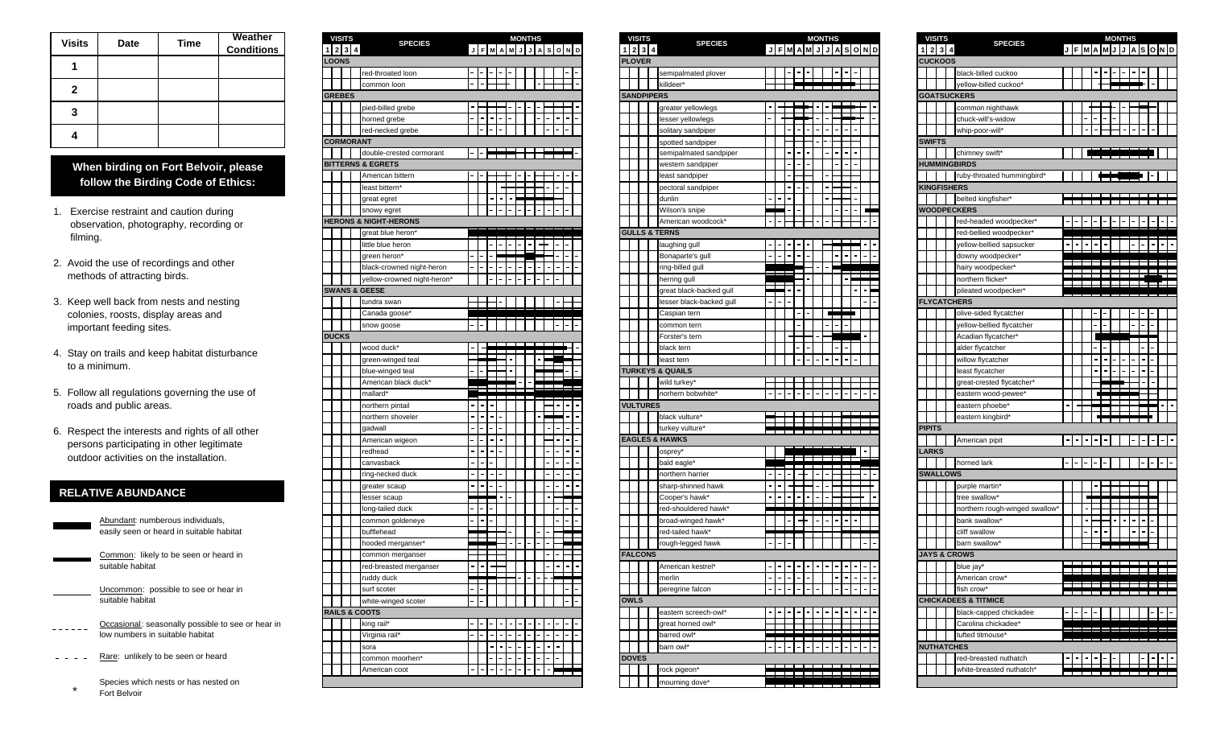| Visits | Date | Time | Weather Conditions |
|---|---|---|---|
| 1 | | | |
| 2 | | | |
| 3 | | | |
| 4 | | | |

**When birding on Fort Belvoir, please follow the Birding Code of Ethics:**

1. Exercise restraint and caution during observation, photography, recording or filming.
2. Avoid the use of recordings and other methods of attracting birds.
3. Keep well back from nests and nesting colonies, roosts, display areas and important feeding sites.
4. Stay on trails and keep habitat disturbance to a minimum.
5. Follow all regulations governing the use of roads and public areas.
6. Respect the interests and rights of all other persons participating in other legitimate outdoor activities on the installation.

## RELATIVE ABUNDANCE

- Abundant: numberous individuals, easily seen or heard in suitable habitat
- Common: likely to be seen or heard in suitable habitat
- Uncommon: possible to see or hear in suitable habitat
- Occasional: seasonally possible to see or hear in low numbers in suitable habitat
- Rare: unlikely to be seen or heard
- * Species which nests or has nested on Fort Belvoir

VISITS 1 2 3 4 | SPECIES | MONTHS J F M A M J J A S O N D

### LOONS
- red-throated loon
- common loon

### GREBES
- pied-billed grebe
- horned grebe
- red-necked grebe

### CORMORANT
- double-crested cormorant

### BITTERNS & EGRETS
- American bittern
- least bittern*
- great egret
- snowy egret

### HERONS & NIGHT-HERONS
- great blue heron*
- little blue heron
- green heron*
- black-crowned night-heron
- yellow-crowned night-heron*

### SWANS & GEESE
- tundra swan
- Canada goose*
- snow goose

### DUCKS
- wood duck*
- green-winged teal
- blue-winged teal
- American black duck*
- mallard*
- northern pintail
- northern shoveler
- gadwall
- American wigeon
- redhead
- canvasback
- ring-necked duck
- greater scaup
- lesser scaup
- long-tailed duck
- common goldeneye
- bufflehead
- hooded merganser*
- common merganser
- red-breasted merganser
- ruddy duck
- surf scoter
- white-winged scoter

### RAILS & COOTS
- king rail*
- Virginia rail*
- sora
- common moorhen*
- American coot

### PLOVER
- semipalmated plover
- killdeer*

### SANDPIPERS
- greater yellowlegs
- lesser yellowlegs
- solitary sandpiper
- spotted sandpiper
- semipalmated sandpiper
- western sandpiper
- least sandpiper
- pectoral sandpiper
- dunlin
- Wilson's snipe
- American woodcock*

### GULLS & TERNS
- laughing gull
- Bonaparte's gull
- ring-billed gull
- herring gull
- great black-backed gull
- lesser black-backed gull
- Caspian tern
- common tern
- Forster's tern
- black tern
- least tern

### TURKEYS & QUAILS
- wild turkey*
- norhern bobwhite*

### VULTURES
- black vulture*
- turkey vulture*

### EAGLES & HAWKS
- osprey*
- bald eagle*
- northern harrier
- sharp-shinned hawk
- Cooper's hawk*
- red-shouldered hawk*
- broad-winged hawk*
- red-tailed hawk*
- rough-legged hawk

### FALCONS
- American kestrel*
- merlin
- peregrine falcon

### OWLS
- eastern screech-owl*
- great horned owl*
- barred owl*
- barn owl*

### DOVES
- rock pigeon*
- mourning dove*

### CUCKOOS
- black-billed cuckoo
- yellow-billed cuckoo*

### GOATSUCKERS
- common nighthawk
- chuck-will's-widow
- whip-poor-will*

### SWIFTS
- chimney swift*

### HUMMINGBIRDS
- ruby-throated hummingbird*

### KINGFISHERS
- belted kingfisher*

### WOODPECKERS
- red-headed woodpecker*
- red-bellied woodpecker*
- yellow-bellied sapsucker
- downy woodpecker*
- hairy woodpecker*
- northern flicker*
- pileated woodpecker*

### FLYCATCHERS
- olive-sided flycatcher
- yellow-bellied flycatcher
- Acadian flycatcher*
- alder flycatcher
- willow flycatcher
- least flycatcher
- great-crested flycatcher*
- eastern wood-pewee*
- eastern phoebe*
- eastern kingbird*

### PIPITS
- American pipit

### LARKS
- horned lark

### SWALLOWS
- purple martin*
- tree swallow*
- northern rough-winged swallow*
- bank swallow*
- cliff swallow
- barn swallow*

### JAYS & CROWS
- blue jay*
- American crow*
- fish crow*

### CHICKADEES & TITMICE
- black-capped chickadee
- Carolina chickadee*
- tufted titmouse*

### NUTHATCHES
- red-breasted nuthatch
- white-breasted nuthatch*